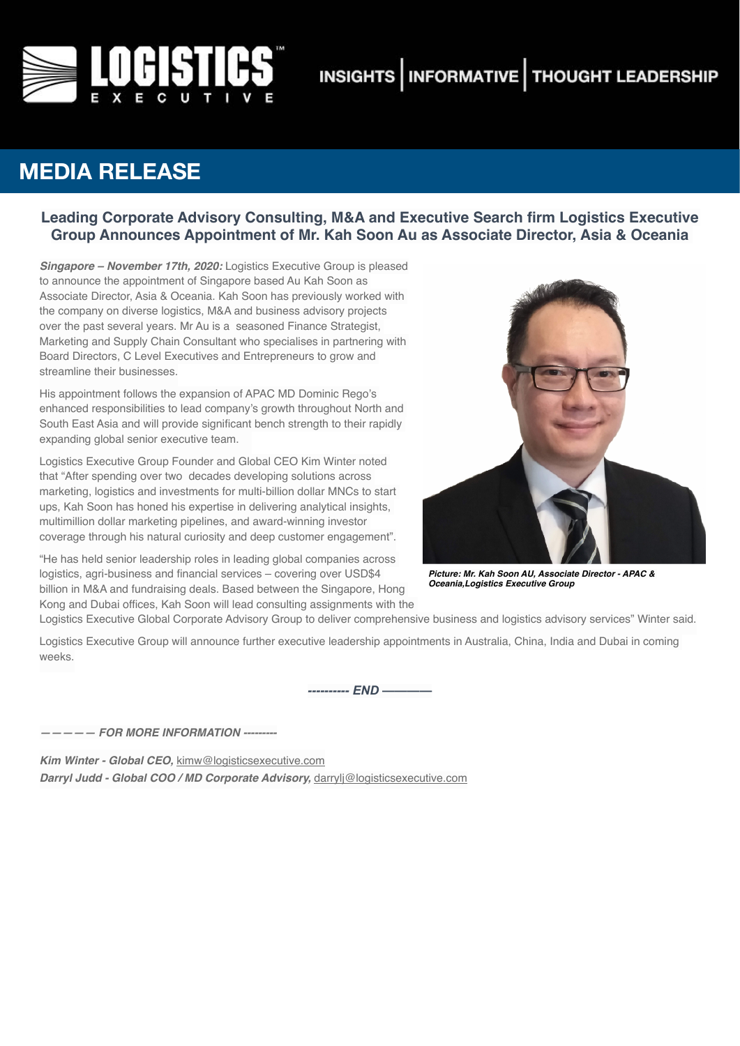# MEDIA RELEASE

## Leading Corporate Advisory Consulting, M&A and Executive Search firm Logistics Executive Group Announces Appointment of Mr. Kah Soon Au as Associate Director, Asia & Oceania

***Singapore – November 17th, 2020:*** Logistics Executive Group is pleased to announce the appointment of Singapore based Au Kah Soon as Associate Director, Asia & Oceania. Kah Soon has previously worked with the company on diverse logistics, M&A and business advisory projects over the past several years. Mr Au is a seasoned Finance Strategist, Marketing and Supply Chain Consultant who specialises in partnering with Board Directors, C Level Executives and Entrepreneurs to grow and streamline their businesses.

His appointment follows the expansion of APAC MD Dominic Rego's enhanced responsibilities to lead company's growth throughout North and South East Asia and will provide significant bench strength to their rapidly expanding global senior executive team.

Logistics Executive Group Founder and Global CEO Kim Winter noted that "After spending over two decades developing solutions across marketing, logistics and investments for multi-billion dollar MNCs to start ups, Kah Soon has honed his expertise in delivering analytical insights, multimillion dollar marketing pipelines, and award-winning investor coverage through his natural curiosity and deep customer engagement".

***Picture: Mr. Kah Soon AU, Associate Director - APAC & Oceania,Logistics Executive Group***

"He has held senior leadership roles in leading global companies across logistics, agri-business and financial services – covering over USD$4 billion in M&A and fundraising deals. Based between the Singapore, Hong Kong and Dubai offices, Kah Soon will lead consulting assignments with the Logistics Executive Global Corporate Advisory Group to deliver comprehensive business and logistics advisory services" Winter said.

Logistics Executive Group will announce further executive leadership appointments in Australia, China, India and Dubai in coming weeks.

***---------- END ————***

***———— FOR MORE INFORMATION ---------***

***Kim Winter - Global CEO,*** kimw@logisticsexecutive.com
***Darryl Judd - Global COO / MD Corporate Advisory,*** darrylj@logisticsexecutive.com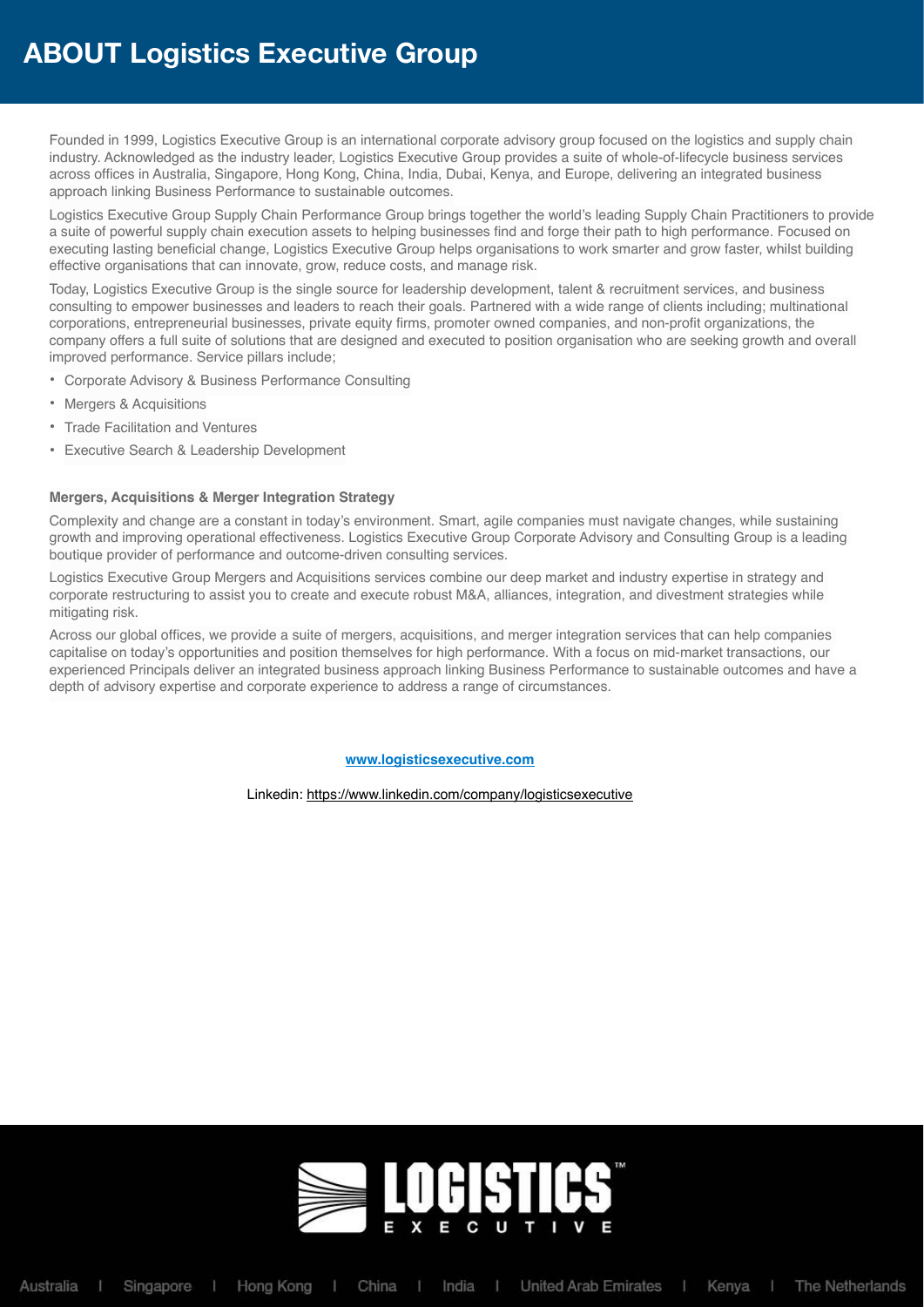# ABOUT Logistics Executive Group

Founded in 1999, Logistics Executive Group is an international corporate advisory group focused on the logistics and supply chain industry. Acknowledged as the industry leader, Logistics Executive Group provides a suite of whole-of-lifecycle business services across offices in Australia, Singapore, Hong Kong, China, India, Dubai, Kenya, and Europe, delivering an integrated business approach linking Business Performance to sustainable outcomes.

Logistics Executive Group Supply Chain Performance Group brings together the world's leading Supply Chain Practitioners to provide a suite of powerful supply chain execution assets to helping businesses find and forge their path to high performance. Focused on executing lasting beneficial change, Logistics Executive Group helps organisations to work smarter and grow faster, whilst building effective organisations that can innovate, grow, reduce costs, and manage risk.

Today, Logistics Executive Group is the single source for leadership development, talent & recruitment services, and business consulting to empower businesses and leaders to reach their goals. Partnered with a wide range of clients including; multinational corporations, entrepreneurial businesses, private equity firms, promoter owned companies, and non-profit organizations, the company offers a full suite of solutions that are designed and executed to position organisation who are seeking growth and overall improved performance. Service pillars include;

- Corporate Advisory & Business Performance Consulting
- Mergers & Acquisitions
- Trade Facilitation and Ventures
- Executive Search & Leadership Development

**Mergers, Acquisitions & Merger Integration Strategy**

Complexity and change are a constant in today's environment. Smart, agile companies must navigate changes, while sustaining growth and improving operational effectiveness. Logistics Executive Group Corporate Advisory and Consulting Group is a leading boutique provider of performance and outcome-driven consulting services.

Logistics Executive Group Mergers and Acquisitions services combine our deep market and industry expertise in strategy and corporate restructuring to assist you to create and execute robust M&A, alliances, integration, and divestment strategies while mitigating risk.

Across our global offices, we provide a suite of mergers, acquisitions, and merger integration services that can help companies capitalise on today's opportunities and position themselves for high performance. With a focus on mid-market transactions, our experienced Principals deliver an integrated business approach linking Business Performance to sustainable outcomes and have a depth of advisory expertise and corporate experience to address a range of circumstances.

**www.logisticsexecutive.com**

Linkedin: https://www.linkedin.com/company/logisticsexecutive

LOGISTICS™ EXECUTIVE

Australia | Singapore | Hong Kong | China | India | United Arab Emirates | Kenya | The Netherlands